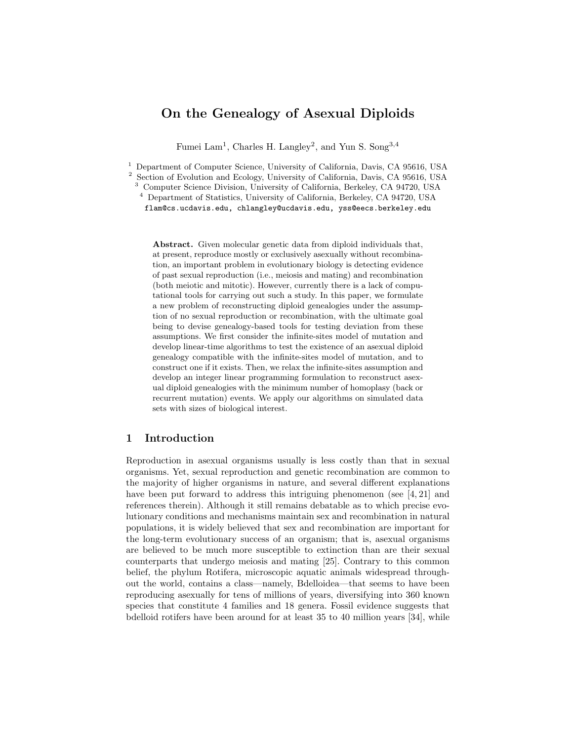# On the Genealogy of Asexual Diploids

Fumei Lam[1], Charles H. Langley[2], and Yun S. Song[3,4]

[1] Department of Computer Science, University of California, Davis, CA 95616, USA
[2] Section of Evolution and Ecology, University of California, Davis, CA 95616, USA
[3] Computer Science Division, University of California, Berkeley, CA 94720, USA
[4] Department of Statistics, University of California, Berkeley, CA 94720, USA
flam@cs.ucdavis.edu, chlangley@ucdavis.edu, yss@eecs.berkeley.edu

**Abstract.** Given molecular genetic data from diploid individuals that, at present, reproduce mostly or exclusively asexually without recombination, an important problem in evolutionary biology is detecting evidence of past sexual reproduction (i.e., meiosis and mating) and recombination (both meiotic and mitotic). However, currently there is a lack of computational tools for carrying out such a study. In this paper, we formulate a new problem of reconstructing diploid genealogies under the assumption of no sexual reproduction or recombination, with the ultimate goal being to devise genealogy-based tools for testing deviation from these assumptions. We first consider the infinite-sites model of mutation and develop linear-time algorithms to test the existence of an asexual diploid genealogy compatible with the infinite-sites model of mutation, and to construct one if it exists. Then, we relax the infinite-sites assumption and develop an integer linear programming formulation to reconstruct asexual diploid genealogies with the minimum number of homoplasy (back or recurrent mutation) events. We apply our algorithms on simulated data sets with sizes of biological interest.

## 1 Introduction

Reproduction in asexual organisms usually is less costly than that in sexual organisms. Yet, sexual reproduction and genetic recombination are common to the majority of higher organisms in nature, and several different explanations have been put forward to address this intriguing phenomenon (see [4, 21] and references therein). Although it still remains debatable as to which precise evolutionary conditions and mechanisms maintain sex and recombination in natural populations, it is widely believed that sex and recombination are important for the long-term evolutionary success of an organism; that is, asexual organisms are believed to be much more susceptible to extinction than are their sexual counterparts that undergo meiosis and mating [25]. Contrary to this common belief, the phylum Rotifera, microscopic aquatic animals widespread throughout the world, contains a class—namely, Bdelloidea—that seems to have been reproducing asexually for tens of millions of years, diversifying into 360 known species that constitute 4 families and 18 genera. Fossil evidence suggests that bdelloid rotifers have been around for at least 35 to 40 million years [34], while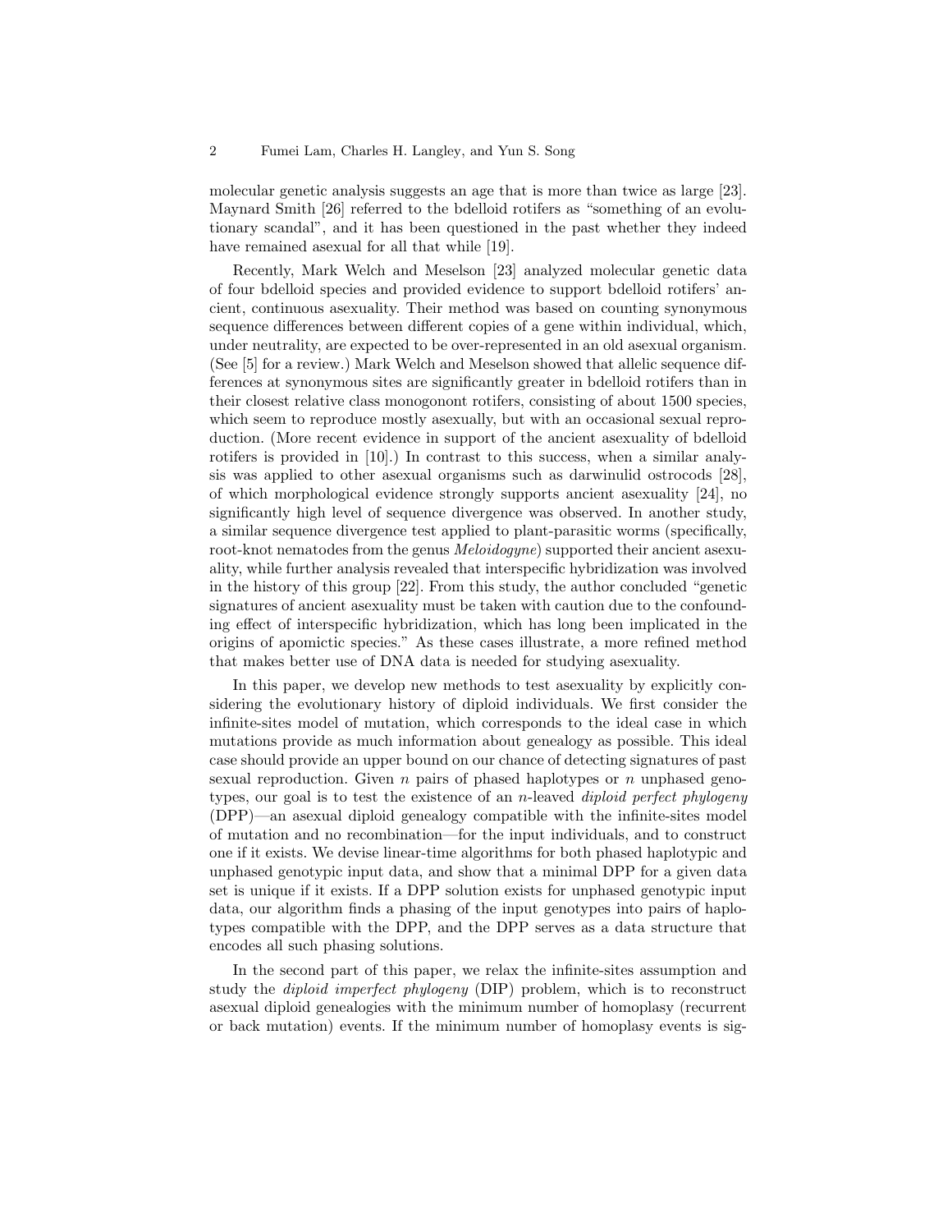molecular genetic analysis suggests an age that is more than twice as large [23]. Maynard Smith [26] referred to the bdelloid rotifers as "something of an evolutionary scandal", and it has been questioned in the past whether they indeed have remained asexual for all that while [19].

Recently, Mark Welch and Meselson [23] analyzed molecular genetic data of four bdelloid species and provided evidence to support bdelloid rotifers' ancient, continuous asexuality. Their method was based on counting synonymous sequence differences between different copies of a gene within individual, which, under neutrality, are expected to be over-represented in an old asexual organism. (See [5] for a review.) Mark Welch and Meselson showed that allelic sequence differences at synonymous sites are significantly greater in bdelloid rotifers than in their closest relative class monogonont rotifers, consisting of about 1500 species, which seem to reproduce mostly asexually, but with an occasional sexual reproduction. (More recent evidence in support of the ancient asexuality of bdelloid rotifers is provided in [10].) In contrast to this success, when a similar analysis was applied to other asexual organisms such as darwinulid ostrocods [28], of which morphological evidence strongly supports ancient asexuality [24], no significantly high level of sequence divergence was observed. In another study, a similar sequence divergence test applied to plant-parasitic worms (specifically, root-knot nematodes from the genus *Meloidogyne*) supported their ancient asexuality, while further analysis revealed that interspecific hybridization was involved in the history of this group [22]. From this study, the author concluded "genetic signatures of ancient asexuality must be taken with caution due to the confounding effect of interspecific hybridization, which has long been implicated in the origins of apomictic species." As these cases illustrate, a more refined method that makes better use of DNA data is needed for studying asexuality.

In this paper, we develop new methods to test asexuality by explicitly considering the evolutionary history of diploid individuals. We first consider the infinite-sites model of mutation, which corresponds to the ideal case in which mutations provide as much information about genealogy as possible. This ideal case should provide an upper bound on our chance of detecting signatures of past sexual reproduction. Given $n$ pairs of phased haplotypes or $n$ unphased genotypes, our goal is to test the existence of an $n$-leaved *diploid perfect phylogeny* (DPP)—an asexual diploid genealogy compatible with the infinite-sites model of mutation and no recombination—for the input individuals, and to construct one if it exists. We devise linear-time algorithms for both phased haplotypic and unphased genotypic input data, and show that a minimal DPP for a given data set is unique if it exists. If a DPP solution exists for unphased genotypic input data, our algorithm finds a phasing of the input genotypes into pairs of haplotypes compatible with the DPP, and the DPP serves as a data structure that encodes all such phasing solutions.

In the second part of this paper, we relax the infinite-sites assumption and study the *diploid imperfect phylogeny* (DIP) problem, which is to reconstruct asexual diploid genealogies with the minimum number of homoplasy (recurrent or back mutation) events. If the minimum number of homoplasy events is sig-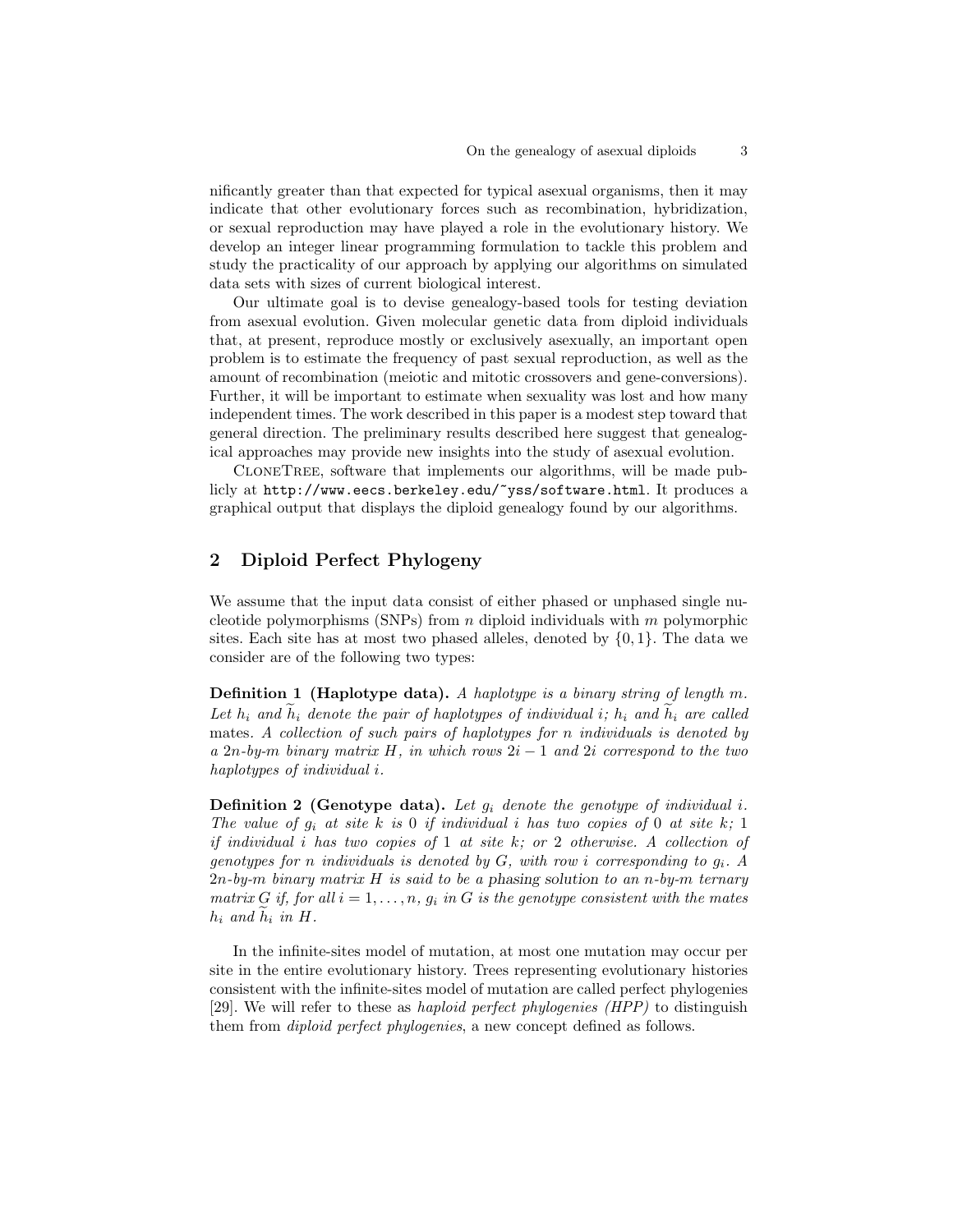nificantly greater than that expected for typical asexual organisms, then it may indicate that other evolutionary forces such as recombination, hybridization, or sexual reproduction may have played a role in the evolutionary history. We develop an integer linear programming formulation to tackle this problem and study the practicality of our approach by applying our algorithms on simulated data sets with sizes of current biological interest.

Our ultimate goal is to devise genealogy-based tools for testing deviation from asexual evolution. Given molecular genetic data from diploid individuals that, at present, reproduce mostly or exclusively asexually, an important open problem is to estimate the frequency of past sexual reproduction, as well as the amount of recombination (meiotic and mitotic crossovers and gene-conversions). Further, it will be important to estimate when sexuality was lost and how many independent times. The work described in this paper is a modest step toward that general direction. The preliminary results described here suggest that genealogical approaches may provide new insights into the study of asexual evolution.

CloneTree, software that implements our algorithms, will be made publicly at `http://www.eecs.berkeley.edu/~yss/software.html`. It produces a graphical output that displays the diploid genealogy found by our algorithms.

## 2 Diploid Perfect Phylogeny

We assume that the input data consist of either phased or unphased single nucleotide polymorphisms (SNPs) from $n$ diploid individuals with $m$ polymorphic sites. Each site has at most two phased alleles, denoted by $\{0, 1\}$. The data we consider are of the following two types:

**Definition 1 (Haplotype data).** *A haplotype is a binary string of length $m$. Let $h_i$ and $\widetilde{h}_i$ denote the pair of haplotypes of individual $i$; $h_i$ and $\widetilde{h}_i$ are called* mates. *A collection of such pairs of haplotypes for $n$ individuals is denoted by a $2n$-by-$m$ binary matrix $H$, in which rows $2i-1$ and $2i$ correspond to the two haplotypes of individual $i$.*

**Definition 2 (Genotype data).** *Let $g_i$ denote the genotype of individual $i$. The value of $g_i$ at site $k$ is 0 if individual $i$ has two copies of 0 at site $k$; 1 if individual $i$ has two copies of 1 at site $k$; or 2 otherwise. A collection of genotypes for $n$ individuals is denoted by $G$, with row $i$ corresponding to $g_i$. A $2n$-by-$m$ binary matrix $H$ is said to be a* phasing solution *to an $n$-by-$m$ ternary matrix $G$ if, for all $i = 1, \ldots, n$, $g_i$ in $G$ is the genotype consistent with the mates $h_i$ and $\widetilde{h}_i$ in $H$.*

In the infinite-sites model of mutation, at most one mutation may occur per site in the entire evolutionary history. Trees representing evolutionary histories consistent with the infinite-sites model of mutation are called perfect phylogenies [29]. We will refer to these as *haploid perfect phylogenies (HPP)* to distinguish them from *diploid perfect phylogenies*, a new concept defined as follows.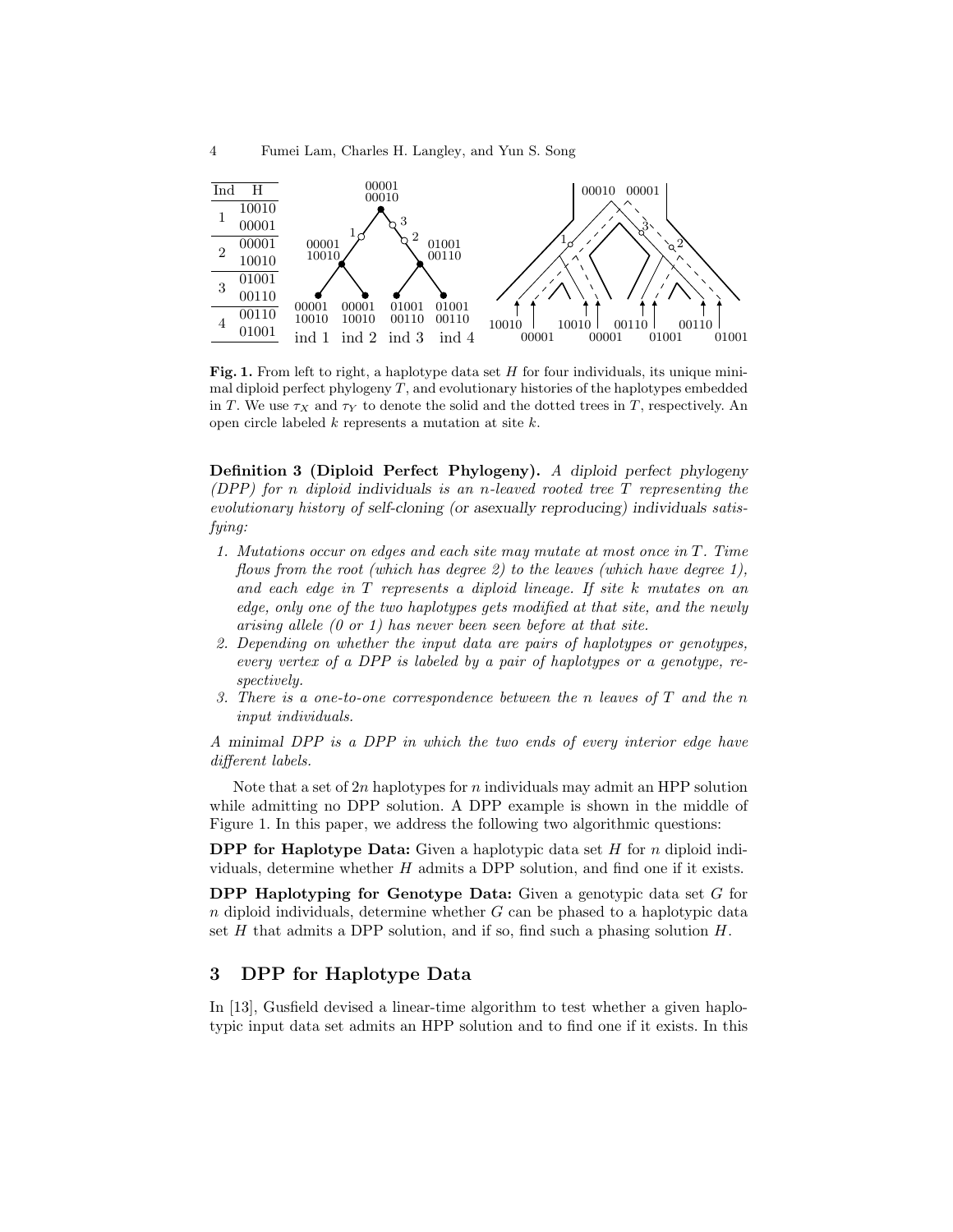| Ind | H |
|---|---|
| 1 | 10010 |
|  | 00001 |
| 2 | 00001 |
|  | 10010 |
| 3 | 01001 |
|  | 00110 |
| 4 | 00110 |
|  | 01001 |

**Fig. 1.** From left to right, a haplotype data set $H$ for four individuals, its unique minimal diploid perfect phylogeny $T$, and evolutionary histories of the haplotypes embedded in $T$. We use $\tau_X$ and $\tau_Y$ to denote the solid and the dotted trees in $T$, respectively. An open circle labeled $k$ represents a mutation at site $k$.

**Definition 3 (Diploid Perfect Phylogeny).** *A diploid perfect phylogeny (DPP) for n diploid individuals is an n-leaved rooted tree T representing the evolutionary history of self-cloning (or asexually reproducing) individuals satisfying:*

1. *Mutations occur on edges and each site may mutate at most once in T. Time flows from the root (which has degree 2) to the leaves (which have degree 1), and each edge in T represents a diploid lineage. If site k mutates on an edge, only one of the two haplotypes gets modified at that site, and the newly arising allele (0 or 1) has never been seen before at that site.*
2. *Depending on whether the input data are pairs of haplotypes or genotypes, every vertex of a DPP is labeled by a pair of haplotypes or a genotype, respectively.*
3. *There is a one-to-one correspondence between the n leaves of T and the n input individuals.*

*A minimal DPP is a DPP in which the two ends of every interior edge have different labels.*

Note that a set of $2n$ haplotypes for $n$ individuals may admit an HPP solution while admitting no DPP solution. A DPP example is shown in the middle of Figure 1. In this paper, we address the following two algorithmic questions:

**DPP for Haplotype Data:** Given a haplotypic data set $H$ for $n$ diploid individuals, determine whether $H$ admits a DPP solution, and find one if it exists.

**DPP Haplotyping for Genotype Data:** Given a genotypic data set $G$ for $n$ diploid individuals, determine whether $G$ can be phased to a haplotypic data set $H$ that admits a DPP solution, and if so, find such a phasing solution $H$.

## 3 DPP for Haplotype Data

In [13], Gusfield devised a linear-time algorithm to test whether a given haplotypic input data set admits an HPP solution and to find one if it exists. In this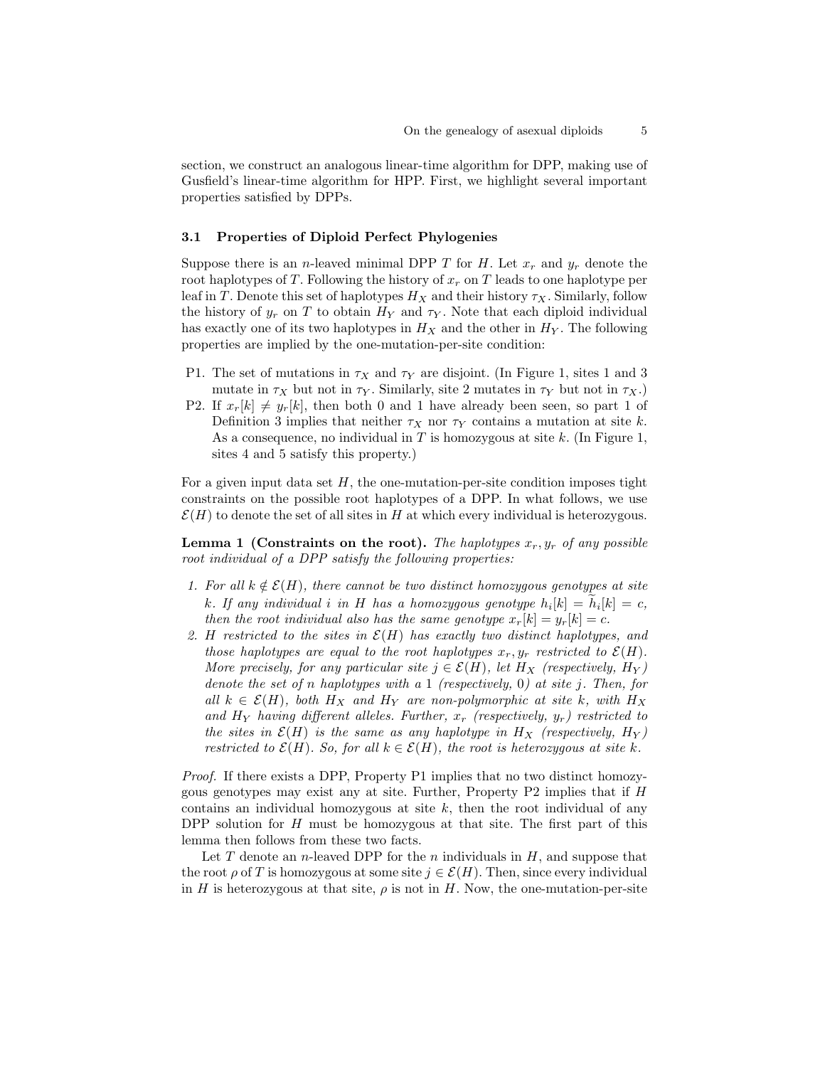section, we construct an analogous linear-time algorithm for DPP, making use of Gusfield's linear-time algorithm for HPP. First, we highlight several important properties satisfied by DPPs.

### 3.1 Properties of Diploid Perfect Phylogenies

Suppose there is an $n$-leaved minimal DPP $T$ for $H$. Let $x_r$ and $y_r$ denote the root haplotypes of $T$. Following the history of $x_r$ on $T$ leads to one haplotype per leaf in $T$. Denote this set of haplotypes $H_X$ and their history $\tau_X$. Similarly, follow the history of $y_r$ on $T$ to obtain $H_Y$ and $\tau_Y$. Note that each diploid individual has exactly one of its two haplotypes in $H_X$ and the other in $H_Y$. The following properties are implied by the one-mutation-per-site condition:

- P1. The set of mutations in $\tau_X$ and $\tau_Y$ are disjoint. (In Figure 1, sites 1 and 3 mutate in $\tau_X$ but not in $\tau_Y$. Similarly, site 2 mutates in $\tau_Y$ but not in $\tau_X$.)
- P2. If $x_r[k] \neq y_r[k]$, then both 0 and 1 have already been seen, so part 1 of Definition 3 implies that neither $\tau_X$ nor $\tau_Y$ contains a mutation at site $k$. As a consequence, no individual in $T$ is homozygous at site $k$. (In Figure 1, sites 4 and 5 satisfy this property.)

For a given input data set $H$, the one-mutation-per-site condition imposes tight constraints on the possible root haplotypes of a DPP. In what follows, we use $\mathcal{E}(H)$ to denote the set of all sites in $H$ at which every individual is heterozygous.

**Lemma 1 (Constraints on the root).** *The haplotypes $x_r, y_r$ of any possible root individual of a DPP satisfy the following properties:*

1. *For all $k \notin \mathcal{E}(H)$, there cannot be two distinct homozygous genotypes at site $k$. If any individual $i$ in $H$ has a homozygous genotype $h_i[k] = \widetilde{h}_i[k] = c$, then the root individual also has the same genotype $x_r[k] = y_r[k] = c$.*
2. *$H$ restricted to the sites in $\mathcal{E}(H)$ has exactly two distinct haplotypes, and those haplotypes are equal to the root haplotypes $x_r, y_r$ restricted to $\mathcal{E}(H)$. More precisely, for any particular site $j \in \mathcal{E}(H)$, let $H_X$ (respectively, $H_Y$) denote the set of $n$ haplotypes with a 1 (respectively, 0) at site $j$. Then, for all $k \in \mathcal{E}(H)$, both $H_X$ and $H_Y$ are non-polymorphic at site $k$, with $H_X$ and $H_Y$ having different alleles. Further, $x_r$ (respectively, $y_r$) restricted to the sites in $\mathcal{E}(H)$ is the same as any haplotype in $H_X$ (respectively, $H_Y$) restricted to $\mathcal{E}(H)$. So, for all $k \in \mathcal{E}(H)$, the root is heterozygous at site $k$.*

*Proof.* If there exists a DPP, Property P1 implies that no two distinct homozygous genotypes may exist any at site. Further, Property P2 implies that if $H$ contains an individual homozygous at site $k$, then the root individual of any DPP solution for $H$ must be homozygous at that site. The first part of this lemma then follows from these two facts.

Let $T$ denote an $n$-leaved DPP for the $n$ individuals in $H$, and suppose that the root $\rho$ of $T$ is homozygous at some site $j \in \mathcal{E}(H)$. Then, since every individual in $H$ is heterozygous at that site, $\rho$ is not in $H$. Now, the one-mutation-per-site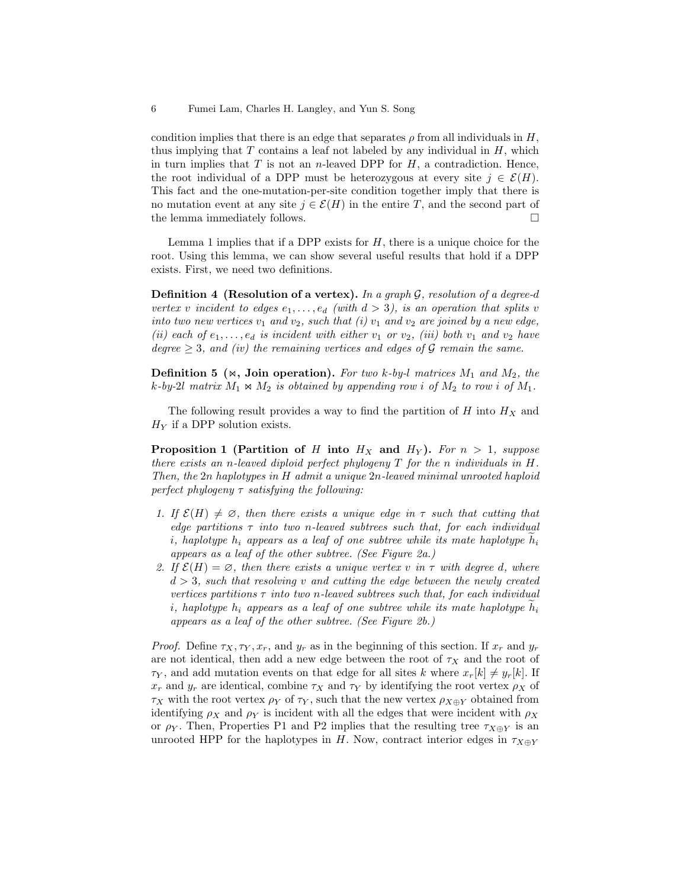condition implies that there is an edge that separates $\rho$ from all individuals in $H$, thus implying that $T$ contains a leaf not labeled by any individual in $H$, which in turn implies that $T$ is not an $n$-leaved DPP for $H$, a contradiction. Hence, the root individual of a DPP must be heterozygous at every site $j \in \mathcal{E}(H)$. This fact and the one-mutation-per-site condition together imply that there is no mutation event at any site $j \in \mathcal{E}(H)$ in the entire $T$, and the second part of the lemma immediately follows. □

Lemma 1 implies that if a DPP exists for $H$, there is a unique choice for the root. Using this lemma, we can show several useful results that hold if a DPP exists. First, we need two definitions.

**Definition 4 (Resolution of a vertex).** *In a graph $\mathcal{G}$, resolution of a degree-$d$ vertex $v$ incident to edges $e_1, \ldots, e_d$ (with $d > 3$), is an operation that splits $v$ into two new vertices $v_1$ and $v_2$, such that (i) $v_1$ and $v_2$ are joined by a new edge, (ii) each of $e_1, \ldots, e_d$ is incident with either $v_1$ or $v_2$, (iii) both $v_1$ and $v_2$ have degree $\geq 3$, and (iv) the remaining vertices and edges of $\mathcal{G}$ remain the same.*

**Definition 5 ($\bowtie$, Join operation).** *For two $k$-by-$l$ matrices $M_1$ and $M_2$, the $k$-by-$2l$ matrix $M_1 \bowtie M_2$ is obtained by appending row $i$ of $M_2$ to row $i$ of $M_1$.*

The following result provides a way to find the partition of $H$ into $H_X$ and $H_Y$ if a DPP solution exists.

**Proposition 1 (Partition of $H$ into $H_X$ and $H_Y$).** *For $n > 1$, suppose there exists an $n$-leaved diploid perfect phylogeny $T$ for the $n$ individuals in $H$. Then, the $2n$ haplotypes in $H$ admit a unique $2n$-leaved minimal unrooted haploid perfect phylogeny $\tau$ satisfying the following:*

1. *If $\mathcal{E}(H) \neq \varnothing$, then there exists a unique edge in $\tau$ such that cutting that edge partitions $\tau$ into two $n$-leaved subtrees such that, for each individual $i$, haplotype $h_i$ appears as a leaf of one subtree while its mate haplotype $\widetilde{h}_i$ appears as a leaf of the other subtree. (See Figure 2a.)*
2. *If $\mathcal{E}(H) = \varnothing$, then there exists a unique vertex $v$ in $\tau$ with degree $d$, where $d > 3$, such that resolving $v$ and cutting the edge between the newly created vertices partitions $\tau$ into two $n$-leaved subtrees such that, for each individual $i$, haplotype $h_i$ appears as a leaf of one subtree while its mate haplotype $\widetilde{h}_i$ appears as a leaf of the other subtree. (See Figure 2b.)*

*Proof.* Define $\tau_X, \tau_Y, x_r$, and $y_r$ as in the beginning of this section. If $x_r$ and $y_r$ are not identical, then add a new edge between the root of $\tau_X$ and the root of $\tau_Y$, and add mutation events on that edge for all sites $k$ where $x_r[k] \neq y_r[k]$. If $x_r$ and $y_r$ are identical, combine $\tau_X$ and $\tau_Y$ by identifying the root vertex $\rho_X$ of $\tau_X$ with the root vertex $\rho_Y$ of $\tau_Y$, such that the new vertex $\rho_{X \oplus Y}$ obtained from identifying $\rho_X$ and $\rho_Y$ is incident with all the edges that were incident with $\rho_X$ or $\rho_Y$. Then, Properties P1 and P2 implies that the resulting tree $\tau_{X \oplus Y}$ is an unrooted HPP for the haplotypes in $H$. Now, contract interior edges in $\tau_{X \oplus Y}$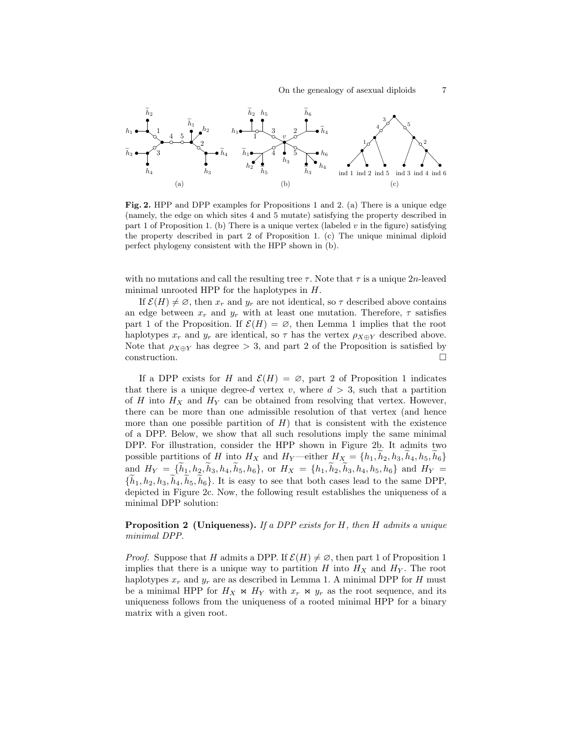**Fig. 2.** HPP and DPP examples for Propositions 1 and 2. (a) There is a unique edge (namely, the edge on which sites 4 and 5 mutate) satisfying the property described in part 1 of Proposition 1. (b) There is a unique vertex (labeled $v$ in the figure) satisfying the property described in part 2 of Proposition 1. (c) The unique minimal diploid perfect phylogeny consistent with the HPP shown in (b).

with no mutations and call the resulting tree $\tau$. Note that $\tau$ is a unique $2n$-leaved minimal unrooted HPP for the haplotypes in $H$.

If $\mathcal{E}(H) \neq \varnothing$, then $x_r$ and $y_r$ are not identical, so $\tau$ described above contains an edge between $x_r$ and $y_r$ with at least one mutation. Therefore, $\tau$ satisfies part 1 of the Proposition. If $\mathcal{E}(H) = \varnothing$, then Lemma 1 implies that the root haplotypes $x_r$ and $y_r$ are identical, so $\tau$ has the vertex $\rho_{X \oplus Y}$ described above. Note that $\rho_{X \oplus Y}$ has degree $> 3$, and part 2 of the Proposition is satisfied by construction. $\square$

If a DPP exists for $H$ and $\mathcal{E}(H) = \varnothing$, part 2 of Proposition 1 indicates that there is a unique degree-$d$ vertex $v$, where $d > 3$, such that a partition of $H$ into $H_X$ and $H_Y$ can be obtained from resolving that vertex. However, there can be more than one admissible resolution of that vertex (and hence more than one possible partition of $H$) that is consistent with the existence of a DPP. Below, we show that all such resolutions imply the same minimal DPP. For illustration, consider the HPP shown in Figure 2b. It admits two possible partitions of $H$ into $H_X$ and $H_Y$—either $H_X = \{h_1, \widetilde{h}_2, h_3, \widetilde{h}_4, h_5, \widetilde{h}_6\}$ and $H_Y = \{\widetilde{h}_1, h_2, \widetilde{h}_3, h_4, \widetilde{h}_5, h_6\}$, or $H_X = \{h_1, \widetilde{h}_2, \widetilde{h}_3, h_4, h_5, h_6\}$ and $H_Y = \{\widetilde{h}_1, h_2, h_3, \widetilde{h}_4, \widetilde{h}_5, \widetilde{h}_6\}$. It is easy to see that both cases lead to the same DPP, depicted in Figure 2c. Now, the following result establishes the uniqueness of a minimal DPP solution:

**Proposition 2 (Uniqueness).** *If a DPP exists for $H$, then $H$ admits a unique minimal DPP.*

*Proof.* Suppose that $H$ admits a DPP. If $\mathcal{E}(H) \neq \varnothing$, then part 1 of Proposition 1 implies that there is a unique way to partition $H$ into $H_X$ and $H_Y$. The root haplotypes $x_r$ and $y_r$ are as described in Lemma 1. A minimal DPP for $H$ must be a minimal HPP for $H_X \bowtie H_Y$ with $x_r \bowtie y_r$ as the root sequence, and its uniqueness follows from the uniqueness of a rooted minimal HPP for a binary matrix with a given root.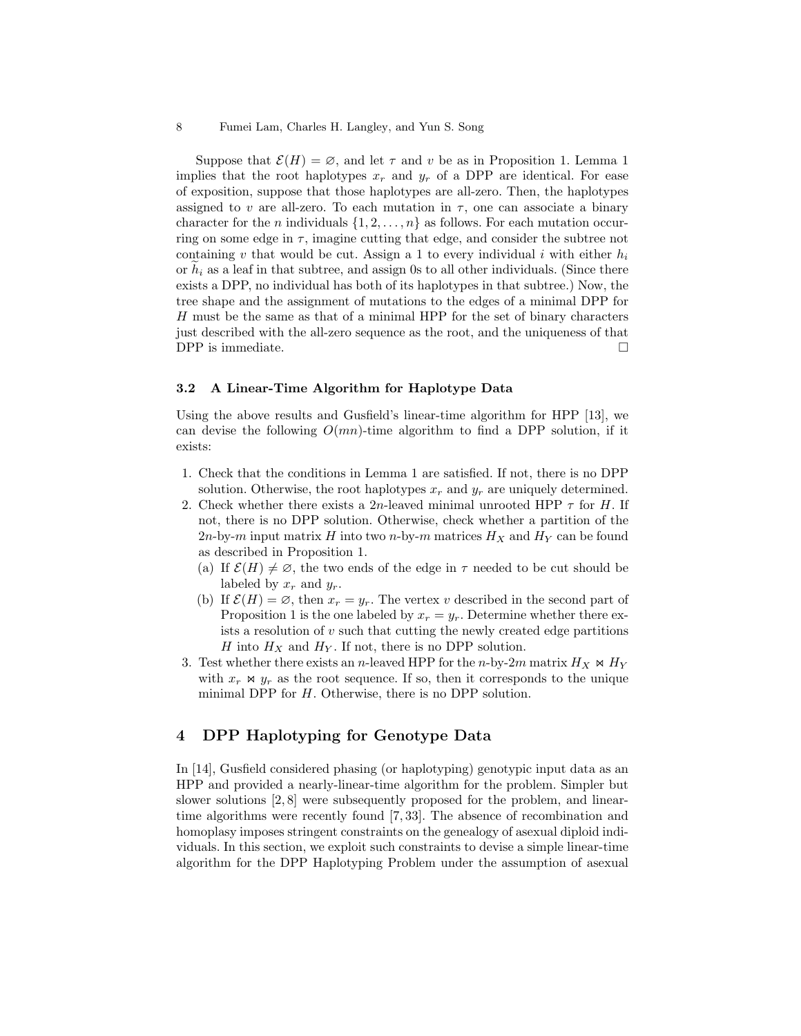Suppose that $\mathcal{E}(H) = \varnothing$, and let $\tau$ and $v$ be as in Proposition 1. Lemma 1 implies that the root haplotypes $x_r$ and $y_r$ of a DPP are identical. For ease of exposition, suppose that those haplotypes are all-zero. Then, the haplotypes assigned to $v$ are all-zero. To each mutation in $\tau$, one can associate a binary character for the $n$ individuals $\{1, 2, \ldots, n\}$ as follows. For each mutation occurring on some edge in $\tau$, imagine cutting that edge, and consider the subtree not containing $v$ that would be cut. Assign a 1 to every individual $i$ with either $h_i$ or $\tilde{h}_i$ as a leaf in that subtree, and assign 0s to all other individuals. (Since there exists a DPP, no individual has both of its haplotypes in that subtree.) Now, the tree shape and the assignment of mutations to the edges of a minimal DPP for $H$ must be the same as that of a minimal HPP for the set of binary characters just described with the all-zero sequence as the root, and the uniqueness of that DPP is immediate. $\square$

### 3.2 A Linear-Time Algorithm for Haplotype Data

Using the above results and Gusfield's linear-time algorithm for HPP [13], we can devise the following $O(mn)$-time algorithm to find a DPP solution, if it exists:

1. Check that the conditions in Lemma 1 are satisfied. If not, there is no DPP solution. Otherwise, the root haplotypes $x_r$ and $y_r$ are uniquely determined.
2. Check whether there exists a $2n$-leaved minimal unrooted HPP $\tau$ for $H$. If not, there is no DPP solution. Otherwise, check whether a partition of the $2n$-by-$m$ input matrix $H$ into two $n$-by-$m$ matrices $H_X$ and $H_Y$ can be found as described in Proposition 1.
   (a) If $\mathcal{E}(H) \neq \varnothing$, the two ends of the edge in $\tau$ needed to be cut should be labeled by $x_r$ and $y_r$.
   (b) If $\mathcal{E}(H) = \varnothing$, then $x_r = y_r$. The vertex $v$ described in the second part of Proposition 1 is the one labeled by $x_r = y_r$. Determine whether there exists a resolution of $v$ such that cutting the newly created edge partitions $H$ into $H_X$ and $H_Y$. If not, there is no DPP solution.
3. Test whether there exists an $n$-leaved HPP for the $n$-by-$2m$ matrix $H_X \bowtie H_Y$ with $x_r \bowtie y_r$ as the root sequence. If so, then it corresponds to the unique minimal DPP for $H$. Otherwise, there is no DPP solution.

## 4 DPP Haplotyping for Genotype Data

In [14], Gusfield considered phasing (or haplotyping) genotypic input data as an HPP and provided a nearly-linear-time algorithm for the problem. Simpler but slower solutions [2, 8] were subsequently proposed for the problem, and linear-time algorithms were recently found [7, 33]. The absence of recombination and homoplasy imposes stringent constraints on the genealogy of asexual diploid individuals. In this section, we exploit such constraints to devise a simple linear-time algorithm for the DPP Haplotyping Problem under the assumption of asexual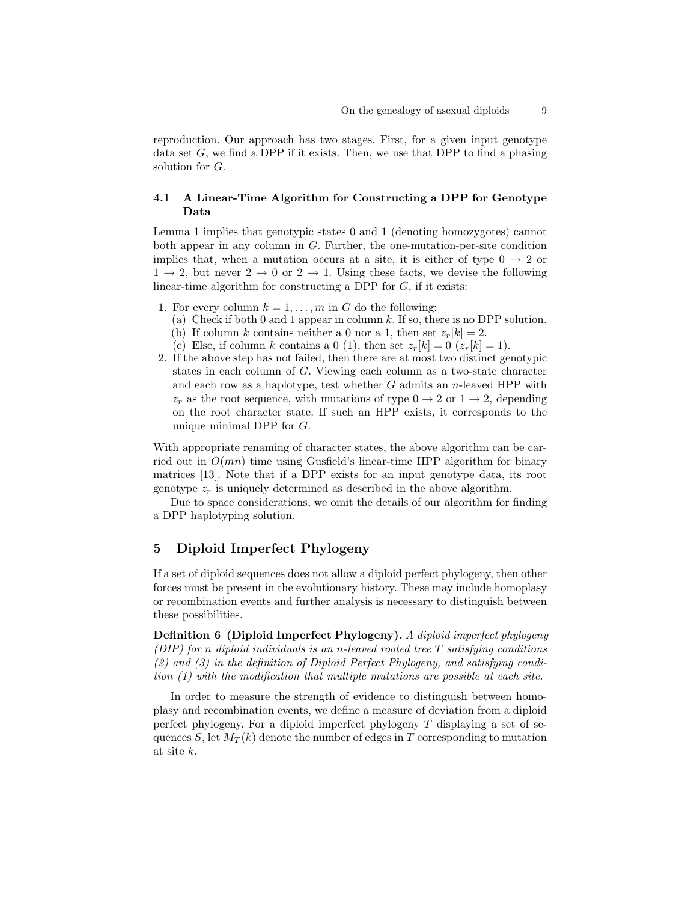reproduction. Our approach has two stages. First, for a given input genotype data set $G$, we find a DPP if it exists. Then, we use that DPP to find a phasing solution for $G$.

### 4.1 A Linear-Time Algorithm for Constructing a DPP for Genotype Data

Lemma 1 implies that genotypic states 0 and 1 (denoting homozygotes) cannot both appear in any column in $G$. Further, the one-mutation-per-site condition implies that, when a mutation occurs at a site, it is either of type $0 \to 2$ or $1 \to 2$, but never $2 \to 0$ or $2 \to 1$. Using these facts, we devise the following linear-time algorithm for constructing a DPP for $G$, if it exists:

1. For every column $k = 1, \ldots, m$ in $G$ do the following:
   (a) Check if both 0 and 1 appear in column $k$. If so, there is no DPP solution.
   (b) If column $k$ contains neither a 0 nor a 1, then set $z_r[k] = 2$.
   (c) Else, if column $k$ contains a 0 (1), then set $z_r[k] = 0$ ($z_r[k] = 1$).
2. If the above step has not failed, then there are at most two distinct genotypic states in each column of $G$. Viewing each column as a two-state character and each row as a haplotype, test whether $G$ admits an $n$-leaved HPP with $z_r$ as the root sequence, with mutations of type $0 \to 2$ or $1 \to 2$, depending on the root character state. If such an HPP exists, it corresponds to the unique minimal DPP for $G$.

With appropriate renaming of character states, the above algorithm can be carried out in $O(mn)$ time using Gusfield's linear-time HPP algorithm for binary matrices [13]. Note that if a DPP exists for an input genotype data, its root genotype $z_r$ is uniquely determined as described in the above algorithm.

Due to space considerations, we omit the details of our algorithm for finding a DPP haplotyping solution.

## 5 Diploid Imperfect Phylogeny

If a set of diploid sequences does not allow a diploid perfect phylogeny, then other forces must be present in the evolutionary history. These may include homoplasy or recombination events and further analysis is necessary to distinguish between these possibilities.

**Definition 6 (Diploid Imperfect Phylogeny).** *A diploid imperfect phylogeny (DIP) for n diploid individuals is an n-leaved rooted tree T satisfying conditions (2) and (3) in the definition of Diploid Perfect Phylogeny, and satisfying condition (1) with the modification that multiple mutations are possible at each site.*

In order to measure the strength of evidence to distinguish between homoplasy and recombination events, we define a measure of deviation from a diploid perfect phylogeny. For a diploid imperfect phylogeny $T$ displaying a set of sequences $S$, let $M_T(k)$ denote the number of edges in $T$ corresponding to mutation at site $k$.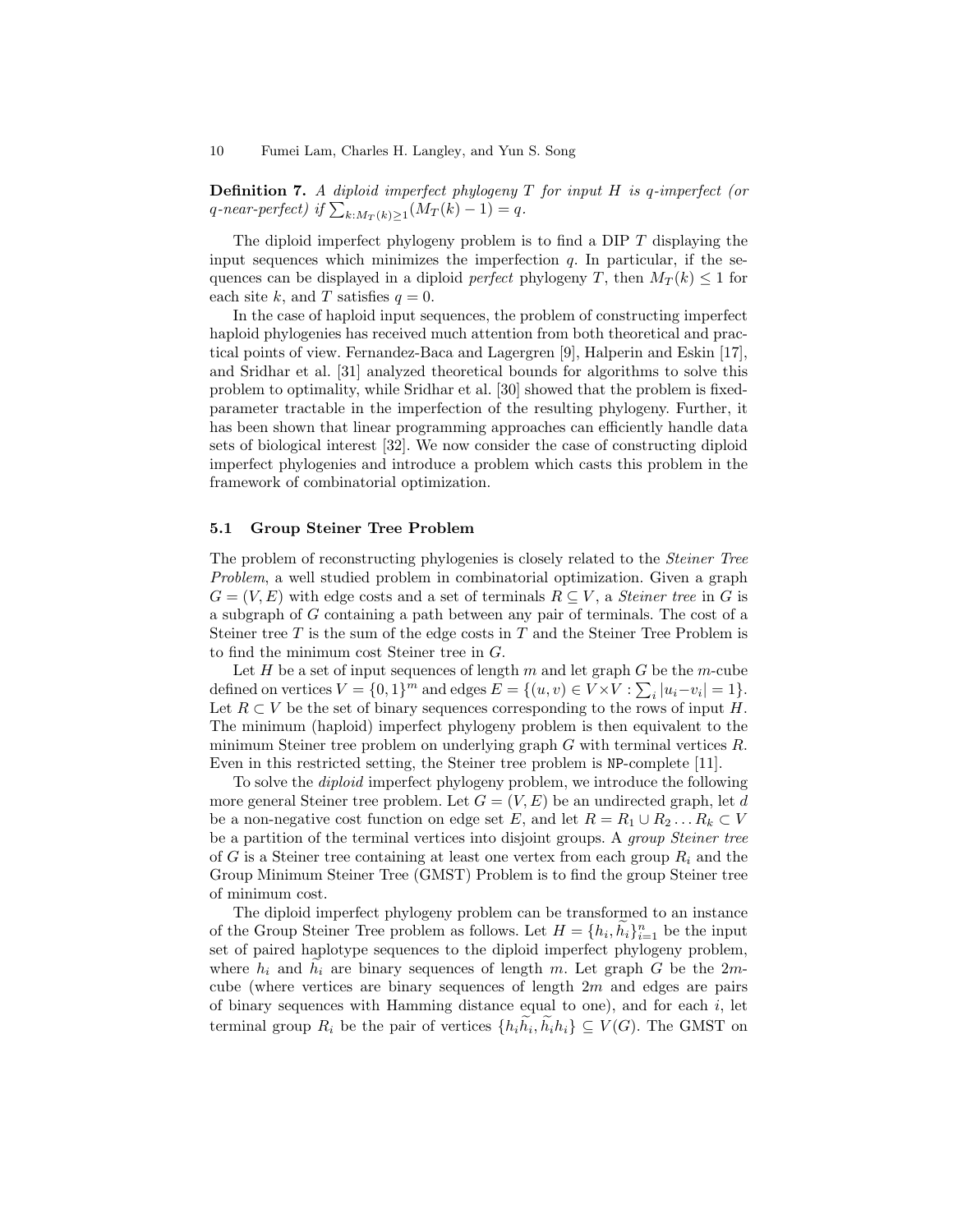**Definition 7.** *A diploid imperfect phylogeny $T$ for input $H$ is $q$-imperfect (or $q$-near-perfect) if $\sum_{k:M_T(k)\geq 1}(M_T(k)-1) = q$.*

The diploid imperfect phylogeny problem is to find a DIP $T$ displaying the input sequences which minimizes the imperfection $q$. In particular, if the sequences can be displayed in a diploid *perfect* phylogeny $T$, then $M_T(k) \leq 1$ for each site $k$, and $T$ satisfies $q = 0$.

In the case of haploid input sequences, the problem of constructing imperfect haploid phylogenies has received much attention from both theoretical and practical points of view. Fernandez-Baca and Lagergren [9], Halperin and Eskin [17], and Sridhar et al. [31] analyzed theoretical bounds for algorithms to solve this problem to optimality, while Sridhar et al. [30] showed that the problem is fixed-parameter tractable in the imperfection of the resulting phylogeny. Further, it has been shown that linear programming approaches can efficiently handle data sets of biological interest [32]. We now consider the case of constructing diploid imperfect phylogenies and introduce a problem which casts this problem in the framework of combinatorial optimization.

### 5.1 Group Steiner Tree Problem

The problem of reconstructing phylogenies is closely related to the *Steiner Tree Problem*, a well studied problem in combinatorial optimization. Given a graph $G = (V, E)$ with edge costs and a set of terminals $R \subseteq V$, a *Steiner tree* in $G$ is a subgraph of $G$ containing a path between any pair of terminals. The cost of a Steiner tree $T$ is the sum of the edge costs in $T$ and the Steiner Tree Problem is to find the minimum cost Steiner tree in $G$.

Let $H$ be a set of input sequences of length $m$ and let graph $G$ be the $m$-cube defined on vertices $V = \{0,1\}^m$ and edges $E = \{(u,v) \in V \times V : \sum_i |u_i - v_i| = 1\}$. Let $R \subset V$ be the set of binary sequences corresponding to the rows of input $H$. The minimum (haploid) imperfect phylogeny problem is then equivalent to the minimum Steiner tree problem on underlying graph $G$ with terminal vertices $R$. Even in this restricted setting, the Steiner tree problem is NP-complete [11].

To solve the *diploid* imperfect phylogeny problem, we introduce the following more general Steiner tree problem. Let $G = (V, E)$ be an undirected graph, let $d$ be a non-negative cost function on edge set $E$, and let $R = R_1 \cup R_2 \ldots R_k \subset V$ be a partition of the terminal vertices into disjoint groups. A *group Steiner tree* of $G$ is a Steiner tree containing at least one vertex from each group $R_i$ and the Group Minimum Steiner Tree (GMST) Problem is to find the group Steiner tree of minimum cost.

The diploid imperfect phylogeny problem can be transformed to an instance of the Group Steiner Tree problem as follows. Let $H = \{h_i, \widetilde{h}_i\}_{i=1}^n$ be the input set of paired haplotype sequences to the diploid imperfect phylogeny problem, where $h_i$ and $\widetilde{h}_i$ are binary sequences of length $m$. Let graph $G$ be the $2m$-cube (where vertices are binary sequences of length $2m$ and edges are pairs of binary sequences with Hamming distance equal to one), and for each $i$, let terminal group $R_i$ be the pair of vertices $\{h_i\widetilde{h}_i, \widetilde{h}_i h_i\} \subseteq V(G)$. The GMST on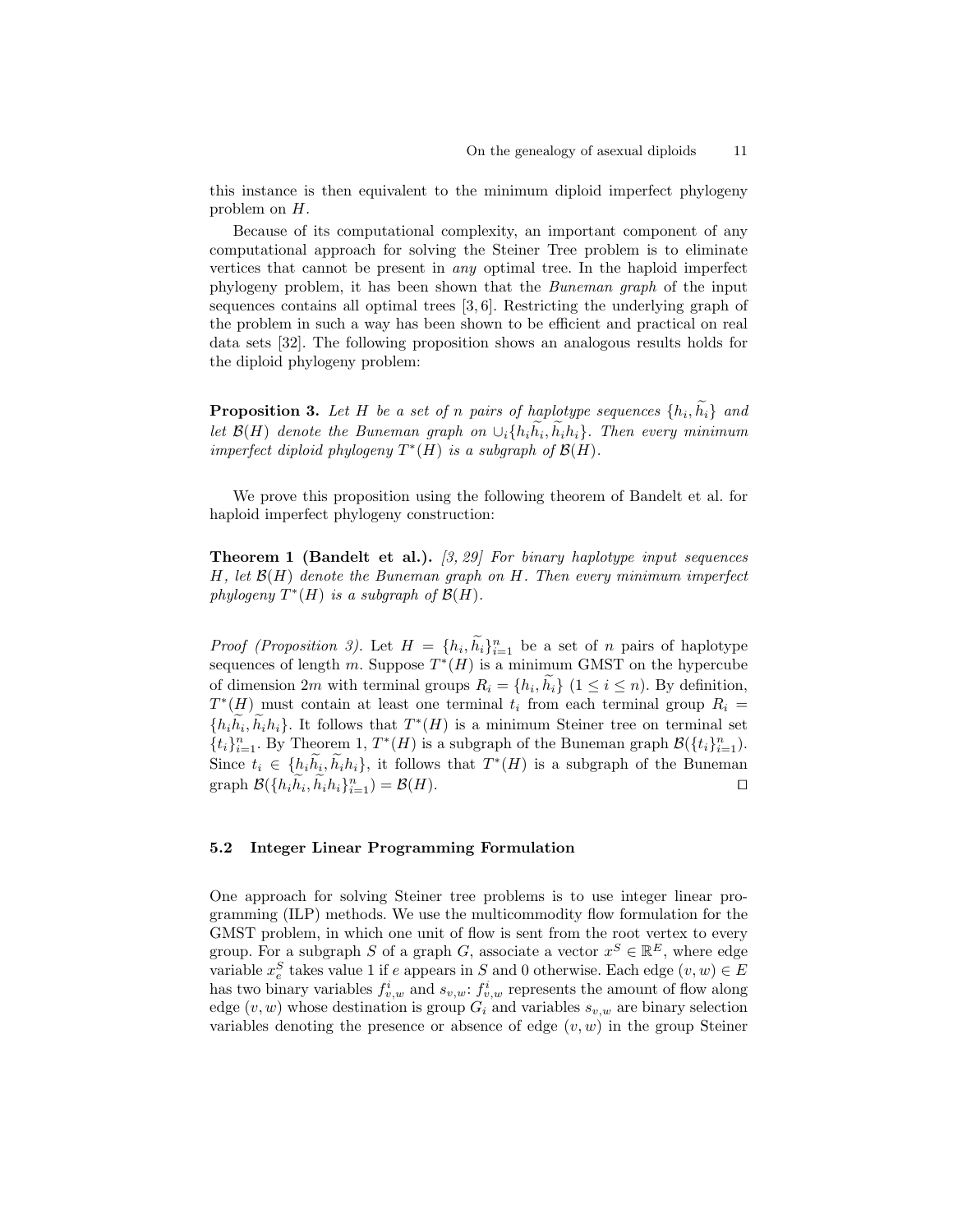this instance is then equivalent to the minimum diploid imperfect phylogeny problem on $H$.

Because of its computational complexity, an important component of any computational approach for solving the Steiner Tree problem is to eliminate vertices that cannot be present in *any* optimal tree. In the haploid imperfect phylogeny problem, it has been shown that the *Buneman graph* of the input sequences contains all optimal trees [3, 6]. Restricting the underlying graph of the problem in such a way has been shown to be efficient and practical on real data sets [32]. The following proposition shows an analogous results holds for the diploid phylogeny problem:

**Proposition 3.** *Let $H$ be a set of $n$ pairs of haplotype sequences $\{h_i, \widetilde{h}_i\}$ and let $\mathcal{B}(H)$ denote the Buneman graph on $\cup_i\{h_i\widetilde{h}_i, \widetilde{h}_i h_i\}$. Then every minimum imperfect diploid phylogeny $T^*(H)$ is a subgraph of $\mathcal{B}(H)$.*

We prove this proposition using the following theorem of Bandelt et al. for haploid imperfect phylogeny construction:

**Theorem 1 (Bandelt et al.).** *[3, 29] For binary haplotype input sequences $H$, let $\mathcal{B}(H)$ denote the Buneman graph on $H$. Then every minimum imperfect phylogeny $T^*(H)$ is a subgraph of $\mathcal{B}(H)$.*

*Proof (Proposition 3).* Let $H = \{h_i, \widetilde{h}_i\}_{i=1}^n$ be a set of $n$ pairs of haplotype sequences of length $m$. Suppose $T^*(H)$ is a minimum GMST on the hypercube of dimension $2m$ with terminal groups $R_i = \{h_i, \widetilde{h}_i\}$ $(1 \leq i \leq n)$. By definition, $T^*(H)$ must contain at least one terminal $t_i$ from each terminal group $R_i = \{h_i\widetilde{h}_i, \widetilde{h}_i h_i\}$. It follows that $T^*(H)$ is a minimum Steiner tree on terminal set $\{t_i\}_{i=1}^n$. By Theorem 1, $T^*(H)$ is a subgraph of the Buneman graph $\mathcal{B}(\{t_i\}_{i=1}^n)$. Since $t_i \in \{h_i\widetilde{h}_i, \widetilde{h}_i h_i\}$, it follows that $T^*(H)$ is a subgraph of the Buneman graph $\mathcal{B}(\{h_i\widetilde{h}_i, \widetilde{h}_i h_i\}_{i=1}^n) = \mathcal{B}(H)$. ◻

### 5.2 Integer Linear Programming Formulation

One approach for solving Steiner tree problems is to use integer linear programming (ILP) methods. We use the multicommodity flow formulation for the GMST problem, in which one unit of flow is sent from the root vertex to every group. For a subgraph $S$ of a graph $G$, associate a vector $x^S \in \mathbb{R}^E$, where edge variable $x_e^S$ takes value 1 if $e$ appears in $S$ and 0 otherwise. Each edge $(v, w) \in E$ has two binary variables $f_{v,w}^i$ and $s_{v,w}$: $f_{v,w}^i$ represents the amount of flow along edge $(v, w)$ whose destination is group $G_i$ and variables $s_{v,w}$ are binary selection variables denoting the presence or absence of edge $(v, w)$ in the group Steiner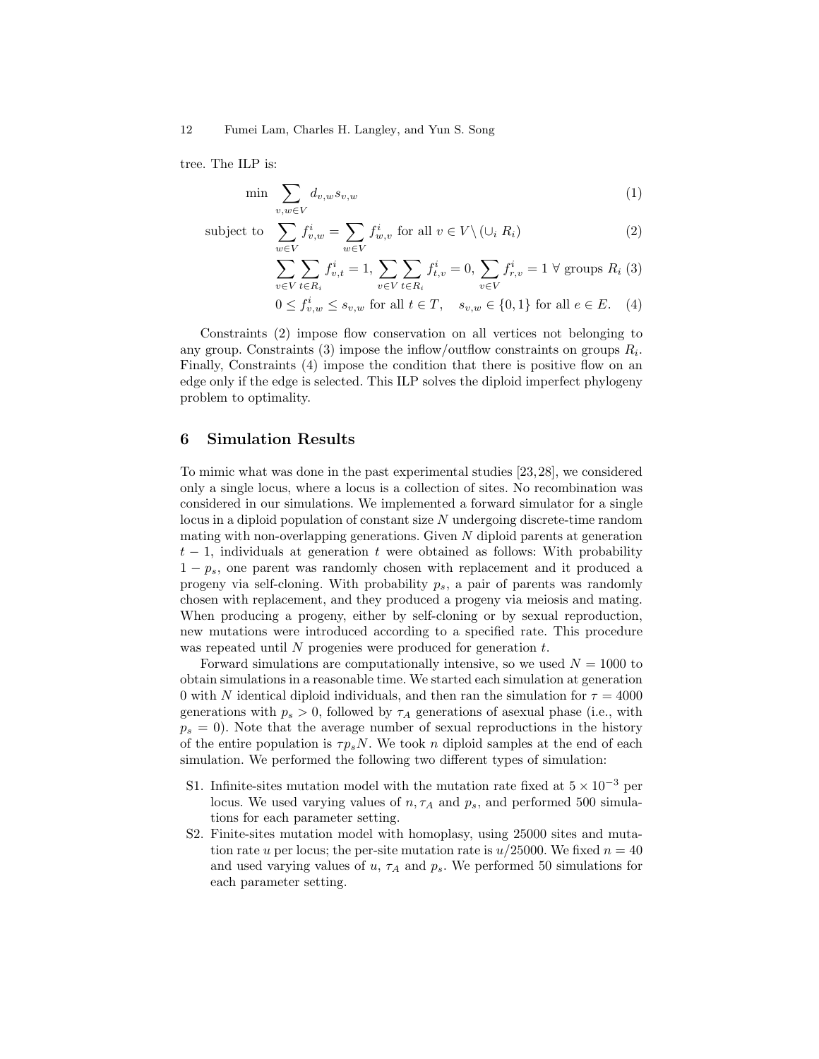tree. The ILP is:

$$\min \sum_{v,w \in V} d_{v,w} s_{v,w} \tag{1}$$

$$\text{subject to} \quad \sum_{w \in V} f^i_{v,w} = \sum_{w \in V} f^i_{w,v} \text{ for all } v \in V \setminus (\cup_i R_i) \tag{2}$$

$$\sum_{v \in V} \sum_{t \in R_i} f^i_{v,t} = 1, \; \sum_{v \in V} \sum_{t \in R_i} f^i_{t,v} = 0, \; \sum_{v \in V} f^i_{r,v} = 1 \; \forall \text{ groups } R_i \tag{3}$$

$$0 \leq f^i_{v,w} \leq s_{v,w} \text{ for all } t \in T, \quad s_{v,w} \in \{0,1\} \text{ for all } e \in E. \tag{4}$$

Constraints (2) impose flow conservation on all vertices not belonging to any group. Constraints (3) impose the inflow/outflow constraints on groups $R_i$. Finally, Constraints (4) impose the condition that there is positive flow on an edge only if the edge is selected. This ILP solves the diploid imperfect phylogeny problem to optimality.

## 6 Simulation Results

To mimic what was done in the past experimental studies [23,28], we considered only a single locus, where a locus is a collection of sites. No recombination was considered in our simulations. We implemented a forward simulator for a single locus in a diploid population of constant size $N$ undergoing discrete-time random mating with non-overlapping generations. Given $N$ diploid parents at generation $t-1$, individuals at generation $t$ were obtained as follows: With probability $1-p_s$, one parent was randomly chosen with replacement and it produced a progeny via self-cloning. With probability $p_s$, a pair of parents was randomly chosen with replacement, and they produced a progeny via meiosis and mating. When producing a progeny, either by self-cloning or by sexual reproduction, new mutations were introduced according to a specified rate. This procedure was repeated until $N$ progenies were produced for generation $t$.

Forward simulations are computationally intensive, so we used $N = 1000$ to obtain simulations in a reasonable time. We started each simulation at generation 0 with $N$ identical diploid individuals, and then ran the simulation for $\tau = 4000$ generations with $p_s > 0$, followed by $\tau_A$ generations of asexual phase (i.e., with $p_s = 0$). Note that the average number of sexual reproductions in the history of the entire population is $\tau p_s N$. We took $n$ diploid samples at the end of each simulation. We performed the following two different types of simulation:

- S1. Infinite-sites mutation model with the mutation rate fixed at $5 \times 10^{-3}$ per locus. We used varying values of $n, \tau_A$ and $p_s$, and performed 500 simulations for each parameter setting.
- S2. Finite-sites mutation model with homoplasy, using 25000 sites and mutation rate $u$ per locus; the per-site mutation rate is $u/25000$. We fixed $n = 40$ and used varying values of $u$, $\tau_A$ and $p_s$. We performed 50 simulations for each parameter setting.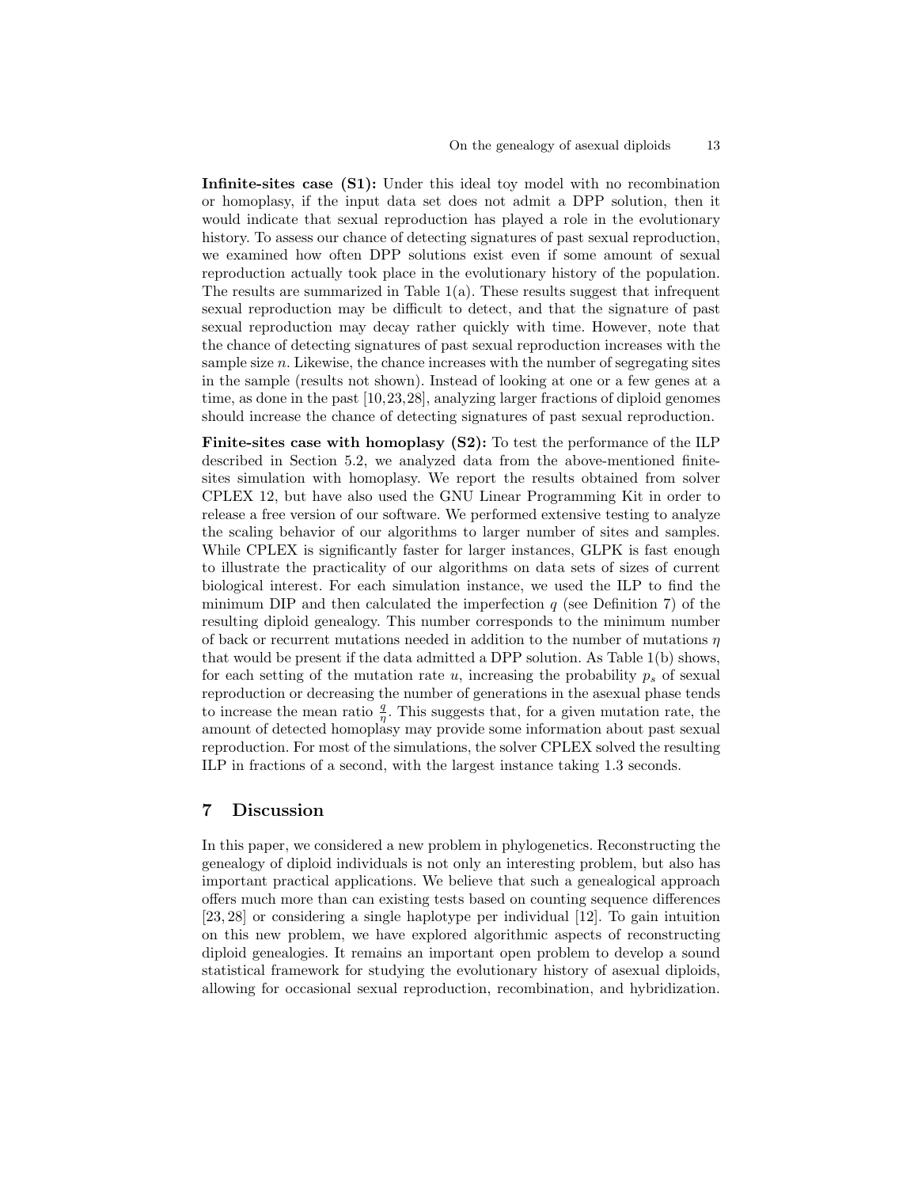**Infinite-sites case (S1):** Under this ideal toy model with no recombination or homoplasy, if the input data set does not admit a DPP solution, then it would indicate that sexual reproduction has played a role in the evolutionary history. To assess our chance of detecting signatures of past sexual reproduction, we examined how often DPP solutions exist even if some amount of sexual reproduction actually took place in the evolutionary history of the population. The results are summarized in Table 1(a). These results suggest that infrequent sexual reproduction may be difficult to detect, and that the signature of past sexual reproduction may decay rather quickly with time. However, note that the chance of detecting signatures of past sexual reproduction increases with the sample size $n$. Likewise, the chance increases with the number of segregating sites in the sample (results not shown). Instead of looking at one or a few genes at a time, as done in the past [10,23,28], analyzing larger fractions of diploid genomes should increase the chance of detecting signatures of past sexual reproduction.

**Finite-sites case with homoplasy (S2):** To test the performance of the ILP described in Section 5.2, we analyzed data from the above-mentioned finite-sites simulation with homoplasy. We report the results obtained from solver CPLEX 12, but have also used the GNU Linear Programming Kit in order to release a free version of our software. We performed extensive testing to analyze the scaling behavior of our algorithms to larger number of sites and samples. While CPLEX is significantly faster for larger instances, GLPK is fast enough to illustrate the practicality of our algorithms on data sets of sizes of current biological interest. For each simulation instance, we used the ILP to find the minimum DIP and then calculated the imperfection $q$ (see Definition 7) of the resulting diploid genealogy. This number corresponds to the minimum number of back or recurrent mutations needed in addition to the number of mutations $\eta$ that would be present if the data admitted a DPP solution. As Table 1(b) shows, for each setting of the mutation rate $u$, increasing the probability $p_s$ of sexual reproduction or decreasing the number of generations in the asexual phase tends to increase the mean ratio $\frac{q}{\eta}$. This suggests that, for a given mutation rate, the amount of detected homoplasy may provide some information about past sexual reproduction. For most of the simulations, the solver CPLEX solved the resulting ILP in fractions of a second, with the largest instance taking 1.3 seconds.

## 7 Discussion

In this paper, we considered a new problem in phylogenetics. Reconstructing the genealogy of diploid individuals is not only an interesting problem, but also has important practical applications. We believe that such a genealogical approach offers much more than can existing tests based on counting sequence differences [23, 28] or considering a single haplotype per individual [12]. To gain intuition on this new problem, we have explored algorithmic aspects of reconstructing diploid genealogies. It remains an important open problem to develop a sound statistical framework for studying the evolutionary history of asexual diploids, allowing for occasional sexual reproduction, recombination, and hybridization.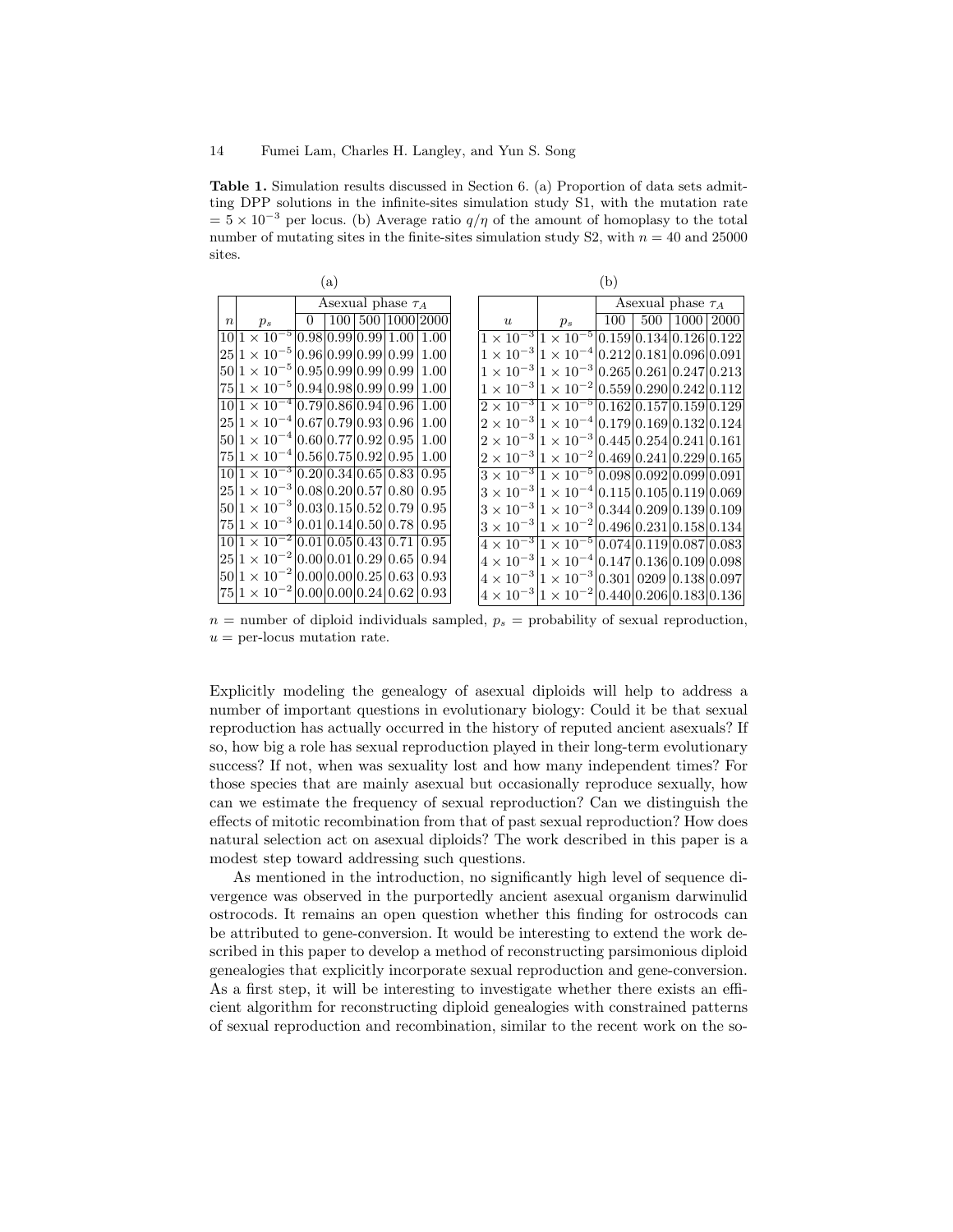**Table 1.** Simulation results discussed in Section 6. (a) Proportion of data sets admitting DPP solutions in the infinite-sites simulation study S1, with the mutation rate $= 5 \times 10^{-3}$ per locus. (b) Average ratio $q/\eta$ of the amount of homoplasy to the total number of mutating sites in the finite-sites simulation study S2, with $n = 40$ and 25000 sites.

(a)

| | | Asexual phase $\tau_A$ | | | | |
|---|---|---|---|---|---|---|
| $n$ | $p_s$ | 0 | 100 | 500 | 1000 | 2000 |
| 10 | $1 \times 10^{-5}$ | 0.98 | 0.99 | 0.99 | 1.00 | 1.00 |
| 25 | $1 \times 10^{-5}$ | 0.96 | 0.99 | 0.99 | 0.99 | 1.00 |
| 50 | $1 \times 10^{-5}$ | 0.95 | 0.99 | 0.99 | 0.99 | 1.00 |
| 75 | $1 \times 10^{-5}$ | 0.94 | 0.98 | 0.99 | 0.99 | 1.00 |
| 10 | $1 \times 10^{-4}$ | 0.79 | 0.86 | 0.94 | 0.96 | 1.00 |
| 25 | $1 \times 10^{-4}$ | 0.67 | 0.79 | 0.93 | 0.96 | 1.00 |
| 50 | $1 \times 10^{-4}$ | 0.60 | 0.77 | 0.92 | 0.95 | 1.00 |
| 75 | $1 \times 10^{-4}$ | 0.56 | 0.75 | 0.92 | 0.95 | 1.00 |
| 10 | $1 \times 10^{-3}$ | 0.20 | 0.34 | 0.65 | 0.83 | 0.95 |
| 25 | $1 \times 10^{-3}$ | 0.08 | 0.20 | 0.57 | 0.80 | 0.95 |
| 50 | $1 \times 10^{-3}$ | 0.03 | 0.15 | 0.52 | 0.79 | 0.95 |
| 75 | $1 \times 10^{-3}$ | 0.01 | 0.14 | 0.50 | 0.78 | 0.95 |
| 10 | $1 \times 10^{-2}$ | 0.01 | 0.05 | 0.43 | 0.71 | 0.95 |
| 25 | $1 \times 10^{-2}$ | 0.00 | 0.01 | 0.29 | 0.65 | 0.94 |
| 50 | $1 \times 10^{-2}$ | 0.00 | 0.00 | 0.25 | 0.63 | 0.93 |
| 75 | $1 \times 10^{-2}$ | 0.00 | 0.00 | 0.24 | 0.62 | 0.93 |

(b)

| | | Asexual phase $\tau_A$ | | | |
|---|---|---|---|---|---|
| $u$ | $p_s$ | 100 | 500 | 1000 | 2000 |
| $1 \times 10^{-3}$ | $1 \times 10^{-5}$ | 0.159 | 0.134 | 0.126 | 0.122 |
| $1 \times 10^{-3}$ | $1 \times 10^{-4}$ | 0.212 | 0.181 | 0.096 | 0.091 |
| $1 \times 10^{-3}$ | $1 \times 10^{-3}$ | 0.265 | 0.261 | 0.247 | 0.213 |
| $1 \times 10^{-3}$ | $1 \times 10^{-2}$ | 0.559 | 0.290 | 0.242 | 0.112 |
| $2 \times 10^{-3}$ | $1 \times 10^{-5}$ | 0.162 | 0.157 | 0.159 | 0.129 |
| $2 \times 10^{-3}$ | $1 \times 10^{-4}$ | 0.179 | 0.169 | 0.132 | 0.124 |
| $2 \times 10^{-3}$ | $1 \times 10^{-3}$ | 0.445 | 0.254 | 0.241 | 0.161 |
| $2 \times 10^{-3}$ | $1 \times 10^{-2}$ | 0.469 | 0.241 | 0.229 | 0.165 |
| $3 \times 10^{-3}$ | $1 \times 10^{-5}$ | 0.098 | 0.092 | 0.099 | 0.091 |
| $3 \times 10^{-3}$ | $1 \times 10^{-4}$ | 0.115 | 0.105 | 0.119 | 0.069 |
| $3 \times 10^{-3}$ | $1 \times 10^{-3}$ | 0.344 | 0.209 | 0.139 | 0.109 |
| $3 \times 10^{-3}$ | $1 \times 10^{-2}$ | 0.496 | 0.231 | 0.158 | 0.134 |
| $4 \times 10^{-3}$ | $1 \times 10^{-5}$ | 0.074 | 0.119 | 0.087 | 0.083 |
| $4 \times 10^{-3}$ | $1 \times 10^{-4}$ | 0.147 | 0.136 | 0.109 | 0.098 |
| $4 \times 10^{-3}$ | $1 \times 10^{-3}$ | 0.301 | 0209 | 0.138 | 0.097 |
| $4 \times 10^{-3}$ | $1 \times 10^{-2}$ | 0.440 | 0.206 | 0.183 | 0.136 |

$n$ = number of diploid individuals sampled, $p_s$ = probability of sexual reproduction, $u$ = per-locus mutation rate.

Explicitly modeling the genealogy of asexual diploids will help to address a number of important questions in evolutionary biology: Could it be that sexual reproduction has actually occurred in the history of reputed ancient asexuals? If so, how big a role has sexual reproduction played in their long-term evolutionary success? If not, when was sexuality lost and how many independent times? For those species that are mainly asexual but occasionally reproduce sexually, how can we estimate the frequency of sexual reproduction? Can we distinguish the effects of mitotic recombination from that of past sexual reproduction? How does natural selection act on asexual diploids? The work described in this paper is a modest step toward addressing such questions.

As mentioned in the introduction, no significantly high level of sequence divergence was observed in the purportedly ancient asexual organism darwinulid ostrocods. It remains an open question whether this finding for ostrocods can be attributed to gene-conversion. It would be interesting to extend the work described in this paper to develop a method of reconstructing parsimonious diploid genealogies that explicitly incorporate sexual reproduction and gene-conversion. As a first step, it will be interesting to investigate whether there exists an efficient algorithm for reconstructing diploid genealogies with constrained patterns of sexual reproduction and recombination, similar to the recent work on the so-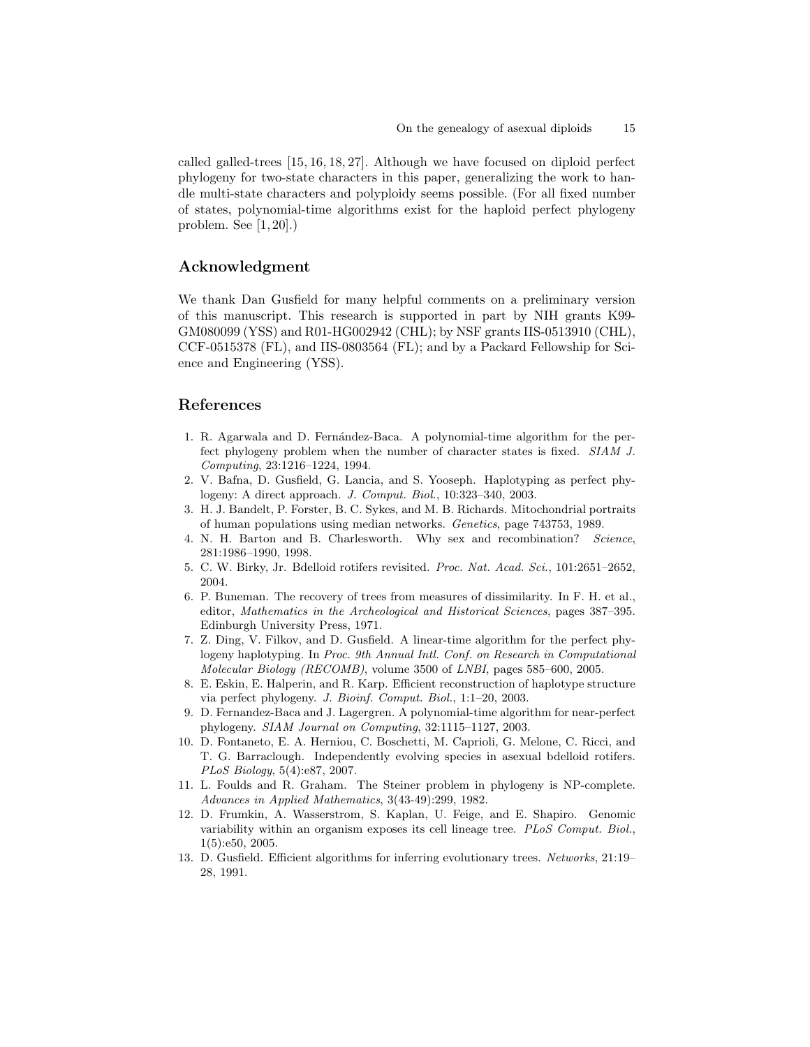called galled-trees [15, 16, 18, 27]. Although we have focused on diploid perfect phylogeny for two-state characters in this paper, generalizing the work to handle multi-state characters and polyploidy seems possible. (For all fixed number of states, polynomial-time algorithms exist for the haploid perfect phylogeny problem. See [1, 20].)

## Acknowledgment

We thank Dan Gusfield for many helpful comments on a preliminary version of this manuscript. This research is supported in part by NIH grants K99-GM080099 (YSS) and R01-HG002942 (CHL); by NSF grants IIS-0513910 (CHL), CCF-0515378 (FL), and IIS-0803564 (FL); and by a Packard Fellowship for Science and Engineering (YSS).

## References

1. R. Agarwala and D. Fernández-Baca. A polynomial-time algorithm for the perfect phylogeny problem when the number of character states is fixed. *SIAM J. Computing*, 23:1216–1224, 1994.
2. V. Bafna, D. Gusfield, G. Lancia, and S. Yooseph. Haplotyping as perfect phylogeny: A direct approach. *J. Comput. Biol.*, 10:323–340, 2003.
3. H. J. Bandelt, P. Forster, B. C. Sykes, and M. B. Richards. Mitochondrial portraits of human populations using median networks. *Genetics*, page 743753, 1989.
4. N. H. Barton and B. Charlesworth. Why sex and recombination? *Science*, 281:1986–1990, 1998.
5. C. W. Birky, Jr. Bdelloid rotifers revisited. *Proc. Nat. Acad. Sci.*, 101:2651–2652, 2004.
6. P. Buneman. The recovery of trees from measures of dissimilarity. In F. H. et al., editor, *Mathematics in the Archeological and Historical Sciences*, pages 387–395. Edinburgh University Press, 1971.
7. Z. Ding, V. Filkov, and D. Gusfield. A linear-time algorithm for the perfect phylogeny haplotyping. In *Proc. 9th Annual Intl. Conf. on Research in Computational Molecular Biology (RECOMB)*, volume 3500 of *LNBI*, pages 585–600, 2005.
8. E. Eskin, E. Halperin, and R. Karp. Efficient reconstruction of haplotype structure via perfect phylogeny. *J. Bioinf. Comput. Biol.*, 1:1–20, 2003.
9. D. Fernandez-Baca and J. Lagergren. A polynomial-time algorithm for near-perfect phylogeny. *SIAM Journal on Computing*, 32:1115–1127, 2003.
10. D. Fontaneto, E. A. Herniou, C. Boschetti, M. Caprioli, G. Melone, C. Ricci, and T. G. Barraclough. Independently evolving species in asexual bdelloid rotifers. *PLoS Biology*, 5(4):e87, 2007.
11. L. Foulds and R. Graham. The Steiner problem in phylogeny is NP-complete. *Advances in Applied Mathematics*, 3(43-49):299, 1982.
12. D. Frumkin, A. Wasserstrom, S. Kaplan, U. Feige, and E. Shapiro. Genomic variability within an organism exposes its cell lineage tree. *PLoS Comput. Biol.*, 1(5):e50, 2005.
13. D. Gusfield. Efficient algorithms for inferring evolutionary trees. *Networks*, 21:19–28, 1991.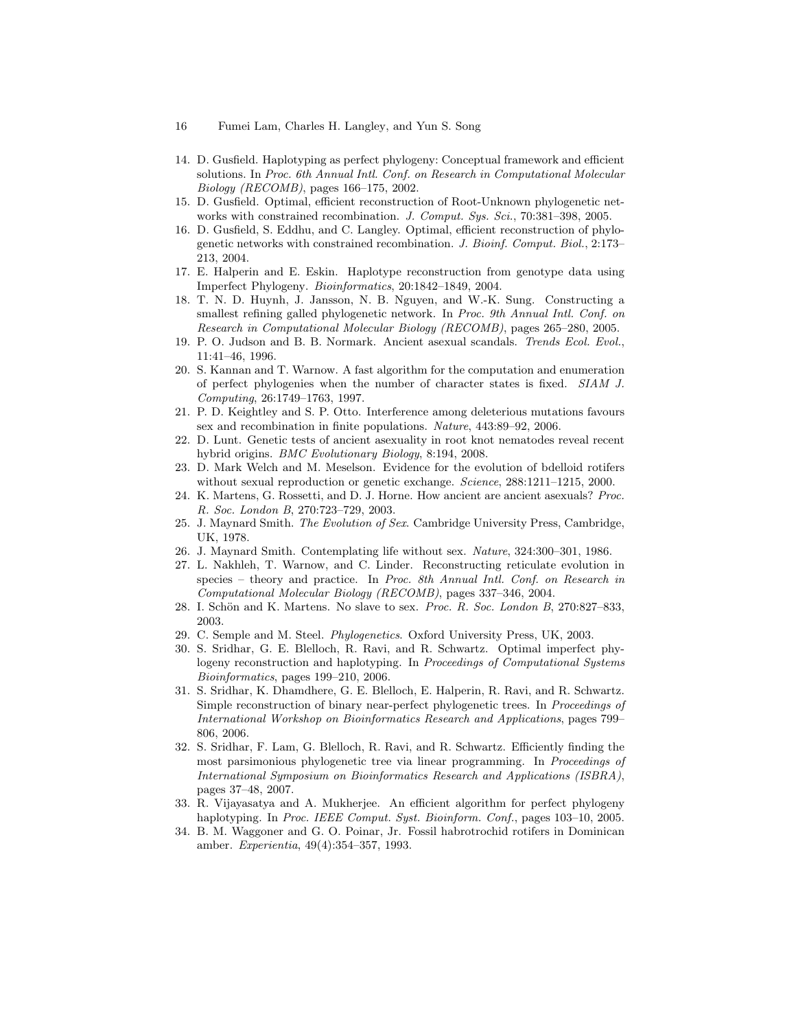14. D. Gusfield. Haplotyping as perfect phylogeny: Conceptual framework and efficient solutions. In *Proc. 6th Annual Intl. Conf. on Research in Computational Molecular Biology (RECOMB)*, pages 166–175, 2002.
15. D. Gusfield. Optimal, efficient reconstruction of Root-Unknown phylogenetic networks with constrained recombination. *J. Comput. Sys. Sci.*, 70:381–398, 2005.
16. D. Gusfield, S. Eddhu, and C. Langley. Optimal, efficient reconstruction of phylogenetic networks with constrained recombination. *J. Bioinf. Comput. Biol.*, 2:173–213, 2004.
17. E. Halperin and E. Eskin. Haplotype reconstruction from genotype data using Imperfect Phylogeny. *Bioinformatics*, 20:1842–1849, 2004.
18. T. N. D. Huynh, J. Jansson, N. B. Nguyen, and W.-K. Sung. Constructing a smallest refining galled phylogenetic network. In *Proc. 9th Annual Intl. Conf. on Research in Computational Molecular Biology (RECOMB)*, pages 265–280, 2005.
19. P. O. Judson and B. B. Normark. Ancient asexual scandals. *Trends Ecol. Evol.*, 11:41–46, 1996.
20. S. Kannan and T. Warnow. A fast algorithm for the computation and enumeration of perfect phylogenies when the number of character states is fixed. *SIAM J. Computing*, 26:1749–1763, 1997.
21. P. D. Keightley and S. P. Otto. Interference among deleterious mutations favours sex and recombination in finite populations. *Nature*, 443:89–92, 2006.
22. D. Lunt. Genetic tests of ancient asexuality in root knot nematodes reveal recent hybrid origins. *BMC Evolutionary Biology*, 8:194, 2008.
23. D. Mark Welch and M. Meselson. Evidence for the evolution of bdelloid rotifers without sexual reproduction or genetic exchange. *Science*, 288:1211–1215, 2000.
24. K. Martens, G. Rossetti, and D. J. Horne. How ancient are ancient asexuals? *Proc. R. Soc. London B*, 270:723–729, 2003.
25. J. Maynard Smith. *The Evolution of Sex*. Cambridge University Press, Cambridge, UK, 1978.
26. J. Maynard Smith. Contemplating life without sex. *Nature*, 324:300–301, 1986.
27. L. Nakhleh, T. Warnow, and C. Linder. Reconstructing reticulate evolution in species – theory and practice. In *Proc. 8th Annual Intl. Conf. on Research in Computational Molecular Biology (RECOMB)*, pages 337–346, 2004.
28. I. Schön and K. Martens. No slave to sex. *Proc. R. Soc. London B*, 270:827–833, 2003.
29. C. Semple and M. Steel. *Phylogenetics*. Oxford University Press, UK, 2003.
30. S. Sridhar, G. E. Blelloch, R. Ravi, and R. Schwartz. Optimal imperfect phylogeny reconstruction and haplotyping. In *Proceedings of Computational Systems Bioinformatics*, pages 199–210, 2006.
31. S. Sridhar, K. Dhamdhere, G. E. Blelloch, E. Halperin, R. Ravi, and R. Schwartz. Simple reconstruction of binary near-perfect phylogenetic trees. In *Proceedings of International Workshop on Bioinformatics Research and Applications*, pages 799–806, 2006.
32. S. Sridhar, F. Lam, G. Blelloch, R. Ravi, and R. Schwartz. Efficiently finding the most parsimonious phylogenetic tree via linear programming. In *Proceedings of International Symposium on Bioinformatics Research and Applications (ISBRA)*, pages 37–48, 2007.
33. R. Vijayasatya and A. Mukherjee. An efficient algorithm for perfect phylogeny haplotyping. In *Proc. IEEE Comput. Syst. Bioinform. Conf.*, pages 103–10, 2005.
34. B. M. Waggoner and G. O. Poinar, Jr. Fossil habrotrochid rotifers in Dominican amber. *Experientia*, 49(4):354–357, 1993.